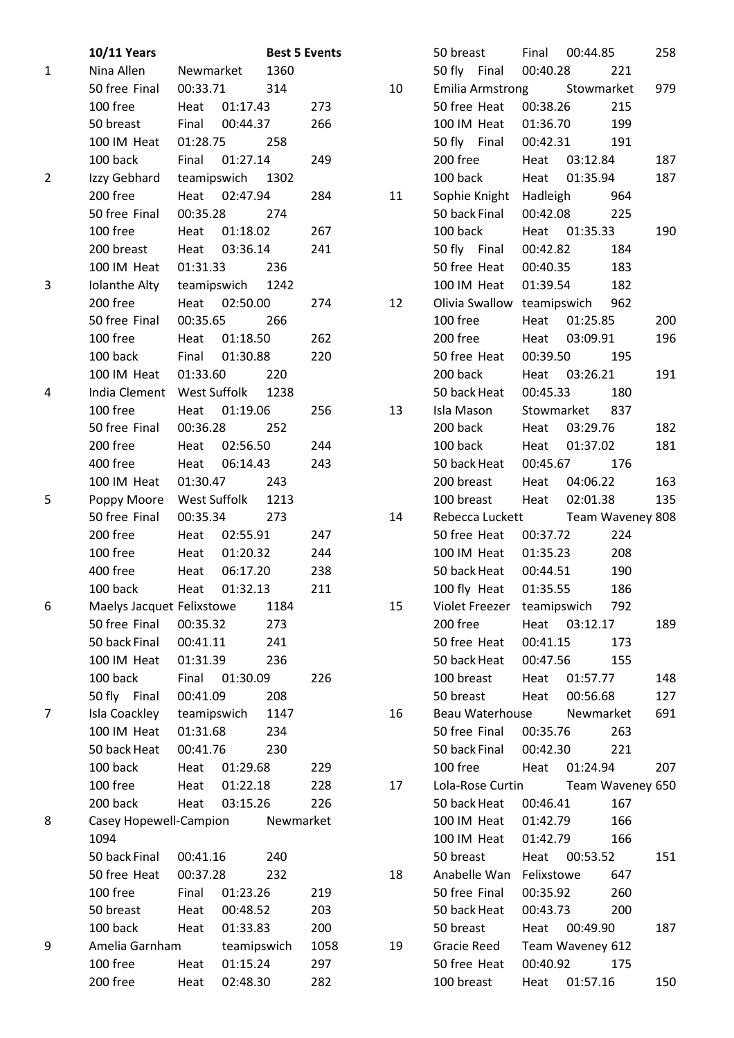| | 10/11 Years | | | Best 5 Events |
|---|---|---|---|---|
| 1 | Nina Allen | Newmarket | 1360 | |
| | 50 free Final | 00:33.71 | 314 | |
| | 100 free | Heat 01:17.43 | | 273 |
| | 50 breast | Final 00:44.37 | | 266 |
| | 100 IM Heat | 01:28.75 | 258 | |
| | 100 back | Final 01:27.14 | | 249 |
| 2 | Izzy Gebhard | teamipswich | 1302 | |
| | 200 free | Heat 02:47.94 | | 284 |
| | 50 free Final | 00:35.28 | 274 | |
| | 100 free | Heat 01:18.02 | | 267 |
| | 200 breast | Heat 03:36.14 | | 241 |
| | 100 IM Heat | 01:31.33 | 236 | |
| 3 | Iolanthe Alty | teamipswich | 1242 | |
| | 200 free | Heat 02:50.00 | | 274 |
| | 50 free Final | 00:35.65 | 266 | |
| | 100 free | Heat 01:18.50 | | 262 |
| | 100 back | Final 01:30.88 | | 220 |
| | 100 IM Heat | 01:33.60 | 220 | |
| 4 | India Clement | West Suffolk | 1238 | |
| | 100 free | Heat 01:19.06 | | 256 |
| | 50 free Final | 00:36.28 | 252 | |
| | 200 free | Heat 02:56.50 | | 244 |
| | 400 free | Heat 06:14.43 | | 243 |
| | 100 IM Heat | 01:30.47 | 243 | |
| 5 | Poppy Moore | West Suffolk | 1213 | |
| | 50 free Final | 00:35.34 | 273 | |
| | 200 free | Heat 02:55.91 | | 247 |
| | 100 free | Heat 01:20.32 | | 244 |
| | 400 free | Heat 06:17.20 | | 238 |
| | 100 back | Heat 01:32.13 | | 211 |
| 6 | Maelys Jacquet Felixstowe | | 1184 | |
| | 50 free Final | 00:35.32 | 273 | |
| | 50 back Final | 00:41.11 | 241 | |
| | 100 IM Heat | 01:31.39 | 236 | |
| | 100 back | Final 01:30.09 | | 226 |
| | 50 fly Final | 00:41.09 | 208 | |
| 7 | Isla Coackley | teamipswich | 1147 | |
| | 100 IM Heat | 01:31.68 | 234 | |
| | 50 back Heat | 00:41.76 | 230 | |
| | 100 back | Heat 01:29.68 | | 229 |
| | 100 free | Heat 01:22.18 | | 228 |
| | 200 back | Heat 03:15.26 | | 226 |
| 8 | Casey Hopewell-Campion | | Newmarket | |
| | 1094 | | | |
| | 50 back Final | 00:41.16 | 240 | |
| | 50 free Heat | 00:37.28 | 232 | |
| | 100 free | Final 01:23.26 | | 219 |
| | 50 breast | Heat 00:48.52 | | 203 |
| | 100 back | Heat 01:33.83 | | 200 |
| 9 | Amelia Garnham | | teamipswich | 1058 |
| | 100 free | Heat 01:15.24 | | 297 |
| | 200 free | Heat 02:48.30 | | 282 |
| | 50 breast | Final 00:44.85 | | 258 |
| | 50 fly Final | 00:40.28 | 221 | |
| 10 | Emilia Armstrong | | Stowmarket | 979 |
| | 50 free Heat | 00:38.26 | 215 | |
| | 100 IM Heat | 01:36.70 | 199 | |
| | 50 fly Final | 00:42.31 | 191 | |
| | 200 free | Heat 03:12.84 | | 187 |
| | 100 back | Heat 01:35.94 | | 187 |
| 11 | Sophie Knight | Hadleigh | 964 | |
| | 50 back Final | 00:42.08 | 225 | |
| | 100 back | Heat 01:35.33 | | 190 |
| | 50 fly Final | 00:42.82 | 184 | |
| | 50 free Heat | 00:40.35 | 183 | |
| | 100 IM Heat | 01:39.54 | 182 | |
| 12 | Olivia Swallow | teamipswich | 962 | |
| | 100 free | Heat 01:25.85 | | 200 |
| | 200 free | Heat 03:09.91 | | 196 |
| | 50 free Heat | 00:39.50 | 195 | |
| | 200 back | Heat 03:26.21 | | 191 |
| | 50 back Heat | 00:45.33 | 180 | |
| 13 | Isla Mason | Stowmarket | 837 | |
| | 200 back | Heat 03:29.76 | | 182 |
| | 100 back | Heat 01:37.02 | | 181 |
| | 50 back Heat | 00:45.67 | 176 | |
| | 200 breast | Heat 04:06.22 | | 163 |
| | 100 breast | Heat 02:01.38 | | 135 |
| 14 | Rebecca Luckett | | Team Waveney 808 | |
| | 50 free Heat | 00:37.72 | 224 | |
| | 100 IM Heat | 01:35.23 | 208 | |
| | 50 back Heat | 00:44.51 | 190 | |
| | 100 fly Heat | 01:35.55 | 186 | |
| 15 | Violet Freezer | teamipswich | 792 | |
| | 200 free | Heat 03:12.17 | | 189 |
| | 50 free Heat | 00:41.15 | 173 | |
| | 50 back Heat | 00:47.56 | 155 | |
| | 100 breast | Heat 01:57.77 | | 148 |
| | 50 breast | Heat 00:56.68 | | 127 |
| 16 | Beau Waterhouse | | Newmarket | 691 |
| | 50 free Final | 00:35.76 | 263 | |
| | 50 back Final | 00:42.30 | 221 | |
| | 100 free | Heat 01:24.94 | | 207 |
| 17 | Lola-Rose Curtin | | Team Waveney 650 | |
| | 50 back Heat | 00:46.41 | 167 | |
| | 100 IM Heat | 01:42.79 | 166 | |
| | 100 IM Heat | 01:42.79 | 166 | |
| | 50 breast | Heat 00:53.52 | | 151 |
| 18 | Anabelle Wan | Felixstowe | 647 | |
| | 50 free Final | 00:35.92 | 260 | |
| | 50 back Heat | 00:43.73 | 200 | |
| | 50 breast | Heat 00:49.90 | | 187 |
| 19 | Gracie Reed | Team Waveney 612 | | |
| | 50 free Heat | 00:40.92 | 175 | |
| | 100 breast | Heat 01:57.16 | | 150 |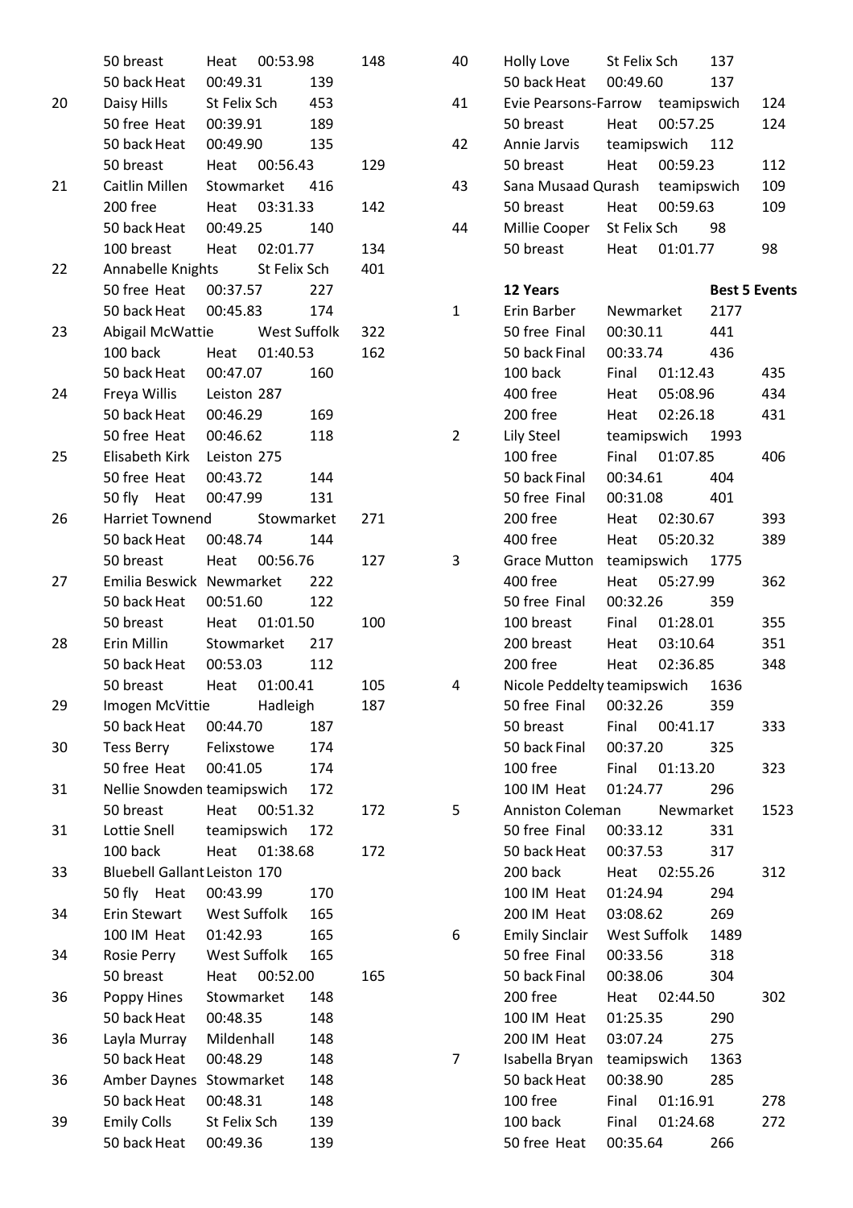| | | | | |
|---|---|---|---|---|
| | 50 breast | Heat | 00:53.98 | 148 |
| | 50 back Heat | 00:49.31 | 139 | |
| 20 | Daisy Hills | St Felix Sch | 453 | |
| | 50 free Heat | 00:39.91 | 189 | |
| | 50 back Heat | 00:49.90 | 135 | |
| | 50 breast | Heat | 00:56.43 | 129 |
| 21 | Caitlin Millen | Stowmarket | 416 | |
| | 200 free | Heat | 03:31.33 | 142 |
| | 50 back Heat | 00:49.25 | 140 | |
| | 100 breast | Heat | 02:01.77 | 134 |
| 22 | Annabelle Knights | St Felix Sch | 401 | |
| | 50 free Heat | 00:37.57 | 227 | |
| | 50 back Heat | 00:45.83 | 174 | |
| 23 | Abigail McWattie | West Suffolk | 322 | |
| | 100 back | Heat | 01:40.53 | 162 |
| | 50 back Heat | 00:47.07 | 160 | |
| 24 | Freya Willis | Leiston 287 | | |
| | 50 back Heat | 00:46.29 | 169 | |
| | 50 free Heat | 00:46.62 | 118 | |
| 25 | Elisabeth Kirk | Leiston 275 | | |
| | 50 free Heat | 00:43.72 | 144 | |
| | 50 fly Heat | 00:47.99 | 131 | |
| 26 | Harriet Townend | Stowmarket | 271 | |
| | 50 back Heat | 00:48.74 | 144 | |
| | 50 breast | Heat | 00:56.76 | 127 |
| 27 | Emilia Beswick | Newmarket | 222 | |
| | 50 back Heat | 00:51.60 | 122 | |
| | 50 breast | Heat | 01:01.50 | 100 |
| 28 | Erin Millin | Stowmarket | 217 | |
| | 50 back Heat | 00:53.03 | 112 | |
| | 50 breast | Heat | 01:00.41 | 105 |
| 29 | Imogen McVittie | Hadleigh | 187 | |
| | 50 back Heat | 00:44.70 | 187 | |
| 30 | Tess Berry | Felixstowe | 174 | |
| | 50 free Heat | 00:41.05 | 174 | |
| 31 | Nellie Snowden | teamipswich | 172 | |
| | 50 breast | Heat | 00:51.32 | 172 |
| 31 | Lottie Snell | teamipswich | 172 | |
| | 100 back | Heat | 01:38.68 | 172 |
| 33 | Bluebell Gallant | Leiston 170 | | |
| | 50 fly Heat | 00:43.99 | 170 | |
| 34 | Erin Stewart | West Suffolk | 165 | |
| | 100 IM Heat | 01:42.93 | 165 | |
| 34 | Rosie Perry | West Suffolk | 165 | |
| | 50 breast | Heat | 00:52.00 | 165 |
| 36 | Poppy Hines | Stowmarket | 148 | |
| | 50 back Heat | 00:48.35 | 148 | |
| 36 | Layla Murray | Mildenhall | 148 | |
| | 50 back Heat | 00:48.29 | 148 | |
| 36 | Amber Daynes | Stowmarket | 148 | |
| | 50 back Heat | 00:48.31 | 148 | |
| 39 | Emily Colls | St Felix Sch | 139 | |
| | 50 back Heat | 00:49.36 | 139 | |
| 40 | Holly Love | St Felix Sch | 137 | |
| | 50 back Heat | 00:49.60 | 137 | |
| 41 | Evie Pearsons-Farrow | teamipswich | 124 | |
| | 50 breast | Heat | 00:57.25 | 124 |
| 42 | Annie Jarvis | teamipswich | 112 | |
| | 50 breast | Heat | 00:59.23 | 112 |
| 43 | Sana Musaad Qurash | teamipswich | 109 | |
| | 50 breast | Heat | 00:59.63 | 109 |
| 44 | Millie Cooper | St Felix Sch | 98 | |
| | 50 breast | Heat | 01:01.77 | 98 |

| | **12 Years** | | | **Best 5 Events** |
|---|---|---|---|---|
| 1 | Erin Barber | Newmarket | 2177 | |
| | 50 free Final | 00:30.11 | 441 | |
| | 50 back Final | 00:33.74 | 436 | |
| | 100 back | Final | 01:12.43 | 435 |
| | 400 free | Heat | 05:08.96 | 434 |
| | 200 free | Heat | 02:26.18 | 431 |
| 2 | Lily Steel | teamipswich | 1993 | |
| | 100 free | Final | 01:07.85 | 406 |
| | 50 back Final | 00:34.61 | 404 | |
| | 50 free Final | 00:31.08 | 401 | |
| | 200 free | Heat | 02:30.67 | 393 |
| | 400 free | Heat | 05:20.32 | 389 |
| 3 | Grace Mutton | teamipswich | 1775 | |
| | 400 free | Heat | 05:27.99 | 362 |
| | 50 free Final | 00:32.26 | 359 | |
| | 100 breast | Final | 01:28.01 | 355 |
| | 200 breast | Heat | 03:10.64 | 351 |
| | 200 free | Heat | 02:36.85 | 348 |
| 4 | Nicole Peddelty | teamipswich | 1636 | |
| | 50 free Final | 00:32.26 | 359 | |
| | 50 breast | Final | 00:41.17 | 333 |
| | 50 back Final | 00:37.20 | 325 | |
| | 100 free | Final | 01:13.20 | 323 |
| | 100 IM Heat | 01:24.77 | 296 | |
| 5 | Anniston Coleman | Newmarket | 1523 | |
| | 50 free Final | 00:33.12 | 331 | |
| | 50 back Heat | 00:37.53 | 317 | |
| | 200 back | Heat | 02:55.26 | 312 |
| | 100 IM Heat | 01:24.94 | 294 | |
| | 200 IM Heat | 03:08.62 | 269 | |
| 6 | Emily Sinclair | West Suffolk | 1489 | |
| | 50 free Final | 00:33.56 | 318 | |
| | 50 back Final | 00:38.06 | 304 | |
| | 200 free | Heat | 02:44.50 | 302 |
| | 100 IM Heat | 01:25.35 | 290 | |
| | 200 IM Heat | 03:07.24 | 275 | |
| 7 | Isabella Bryan | teamipswich | 1363 | |
| | 50 back Heat | 00:38.90 | 285 | |
| | 100 free | Final | 01:16.91 | 278 |
| | 100 back | Final | 01:24.68 | 272 |
| | 50 free Heat | 00:35.64 | 266 | |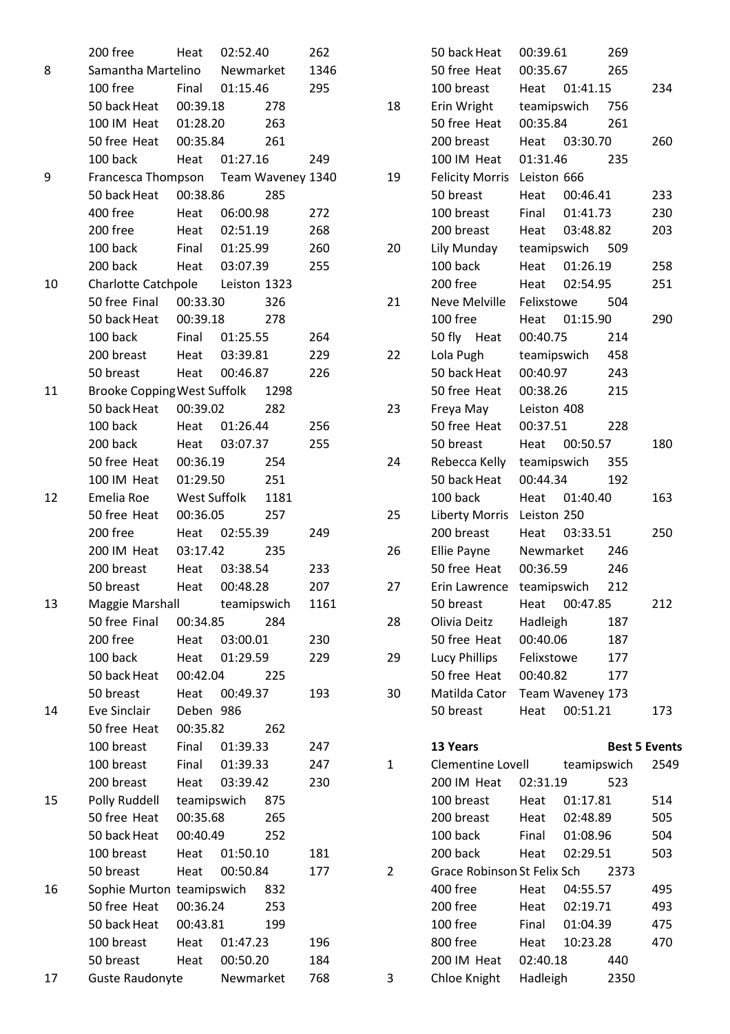| | | | | |
|---|---|---|---|---|
| | 200 free | Heat | 02:52.40 | 262 |
| 8 | Samantha Martelino | Newmarket | | 1346 |
| | 100 free | Final | 01:15.46 | 295 |
| | 50 back | Heat | 00:39.18 | 278 |
| | 100 IM | Heat | 01:28.20 | 263 |
| | 50 free | Heat | 00:35.84 | 261 |
| | 100 back | Heat | 01:27.16 | 249 |
| 9 | Francesca Thompson | Team Waveney | | 1340 |
| | 50 back | Heat | 00:38.86 | 285 |
| | 400 free | Heat | 06:00.98 | 272 |
| | 200 free | Heat | 02:51.19 | 268 |
| | 100 back | Final | 01:25.99 | 260 |
| | 200 back | Heat | 03:07.39 | 255 |
| 10 | Charlotte Catchpole | Leiston | | 1323 |
| | 50 free | Final | 00:33.30 | 326 |
| | 50 back | Heat | 00:39.18 | 278 |
| | 100 back | Final | 01:25.55 | 264 |
| | 200 breast | Heat | 03:39.81 | 229 |
| | 50 breast | Heat | 00:46.87 | 226 |
| 11 | Brooke Copping | West Suffolk | | 1298 |
| | 50 back | Heat | 00:39.02 | 282 |
| | 100 back | Heat | 01:26.44 | 256 |
| | 200 back | Heat | 03:07.37 | 255 |
| | 50 free | Heat | 00:36.19 | 254 |
| | 100 IM | Heat | 01:29.50 | 251 |
| 12 | Emelia Roe | West Suffolk | | 1181 |
| | 50 free | Heat | 00:36.05 | 257 |
| | 200 free | Heat | 02:55.39 | 249 |
| | 200 IM | Heat | 03:17.42 | 235 |
| | 200 breast | Heat | 03:38.54 | 233 |
| | 50 breast | Heat | 00:48.28 | 207 |
| 13 | Maggie Marshall | teamipswich | | 1161 |
| | 50 free | Final | 00:34.85 | 284 |
| | 200 free | Heat | 03:00.01 | 230 |
| | 100 back | Heat | 01:29.59 | 229 |
| | 50 back | Heat | 00:42.04 | 225 |
| | 50 breast | Heat | 00:49.37 | 193 |
| 14 | Eve Sinclair | Deben | | 986 |
| | 50 free | Heat | 00:35.82 | 262 |
| | 100 breast | Final | 01:39.33 | 247 |
| | 100 breast | Final | 01:39.33 | 247 |
| | 200 breast | Heat | 03:39.42 | 230 |
| 15 | Polly Ruddell | teamipswich | | 875 |
| | 50 free | Heat | 00:35.68 | 265 |
| | 50 back | Heat | 00:40.49 | 252 |
| | 100 breast | Heat | 01:50.10 | 181 |
| | 50 breast | Heat | 00:50.84 | 177 |
| 16 | Sophie Murton | teamipswich | | 832 |
| | 50 free | Heat | 00:36.24 | 253 |
| | 50 back | Heat | 00:43.81 | 199 |
| | 100 breast | Heat | 01:47.23 | 196 |
| | 50 breast | Heat | 00:50.20 | 184 |
| 17 | Guste Raudonyte | Newmarket | | 768 |
| | 50 back | Heat | 00:39.61 | 269 |
| | 50 free | Heat | 00:35.67 | 265 |
| | 100 breast | Heat | 01:41.15 | 234 |
| 18 | Erin Wright | teamipswich | | 756 |
| | 50 free | Heat | 00:35.84 | 261 |
| | 200 breast | Heat | 03:30.70 | 260 |
| | 100 IM | Heat | 01:31.46 | 235 |
| 19 | Felicity Morris | Leiston | | 666 |
| | 50 breast | Heat | 00:46.41 | 233 |
| | 100 breast | Final | 01:41.73 | 230 |
| | 200 breast | Heat | 03:48.82 | 203 |
| 20 | Lily Munday | teamipswich | | 509 |
| | 100 back | Heat | 01:26.19 | 258 |
| | 200 free | Heat | 02:54.95 | 251 |
| 21 | Neve Melville | Felixstowe | | 504 |
| | 100 free | Heat | 01:15.90 | 290 |
| | 50 fly | Heat | 00:40.75 | 214 |
| 22 | Lola Pugh | teamipswich | | 458 |
| | 50 back | Heat | 00:40.97 | 243 |
| | 50 free | Heat | 00:38.26 | 215 |
| 23 | Freya May | Leiston | | 408 |
| | 50 free | Heat | 00:37.51 | 228 |
| | 50 breast | Heat | 00:50.57 | 180 |
| 24 | Rebecca Kelly | teamipswich | | 355 |
| | 50 back | Heat | 00:44.34 | 192 |
| | 100 back | Heat | 01:40.40 | 163 |
| 25 | Liberty Morris | Leiston | | 250 |
| | 200 breast | Heat | 03:33.51 | 250 |
| 26 | Ellie Payne | Newmarket | | 246 |
| | 50 free | Heat | 00:36.59 | 246 |
| 27 | Erin Lawrence | teamipswich | | 212 |
| | 50 breast | Heat | 00:47.85 | 212 |
| 28 | Olivia Deitz | Hadleigh | | 187 |
| | 50 free | Heat | 00:40.06 | 187 |
| 29 | Lucy Phillips | Felixstowe | | 177 |
| | 50 free | Heat | 00:40.82 | 177 |
| 30 | Matilda Cator | Team Waveney | | 173 |
| | 50 breast | Heat | 00:51.21 | 173 |

**13 Years** **Best 5 Events**

| | | | | |
|---|---|---|---|---|
| 1 | Clementine Lovell | teamipswich | | 2549 |
| | 200 IM | Heat | 02:31.19 | 523 |
| | 100 breast | Heat | 01:17.81 | 514 |
| | 200 breast | Heat | 02:48.89 | 505 |
| | 100 back | Final | 01:08.96 | 504 |
| | 200 back | Heat | 02:29.51 | 503 |
| 2 | Grace Robinson | St Felix Sch | | 2373 |
| | 400 free | Heat | 04:55.57 | 495 |
| | 200 free | Heat | 02:19.71 | 493 |
| | 100 free | Final | 01:04.39 | 475 |
| | 800 free | Heat | 10:23.28 | 470 |
| | 200 IM | Heat | 02:40.18 | 440 |
| 3 | Chloe Knight | Hadleigh | | 2350 |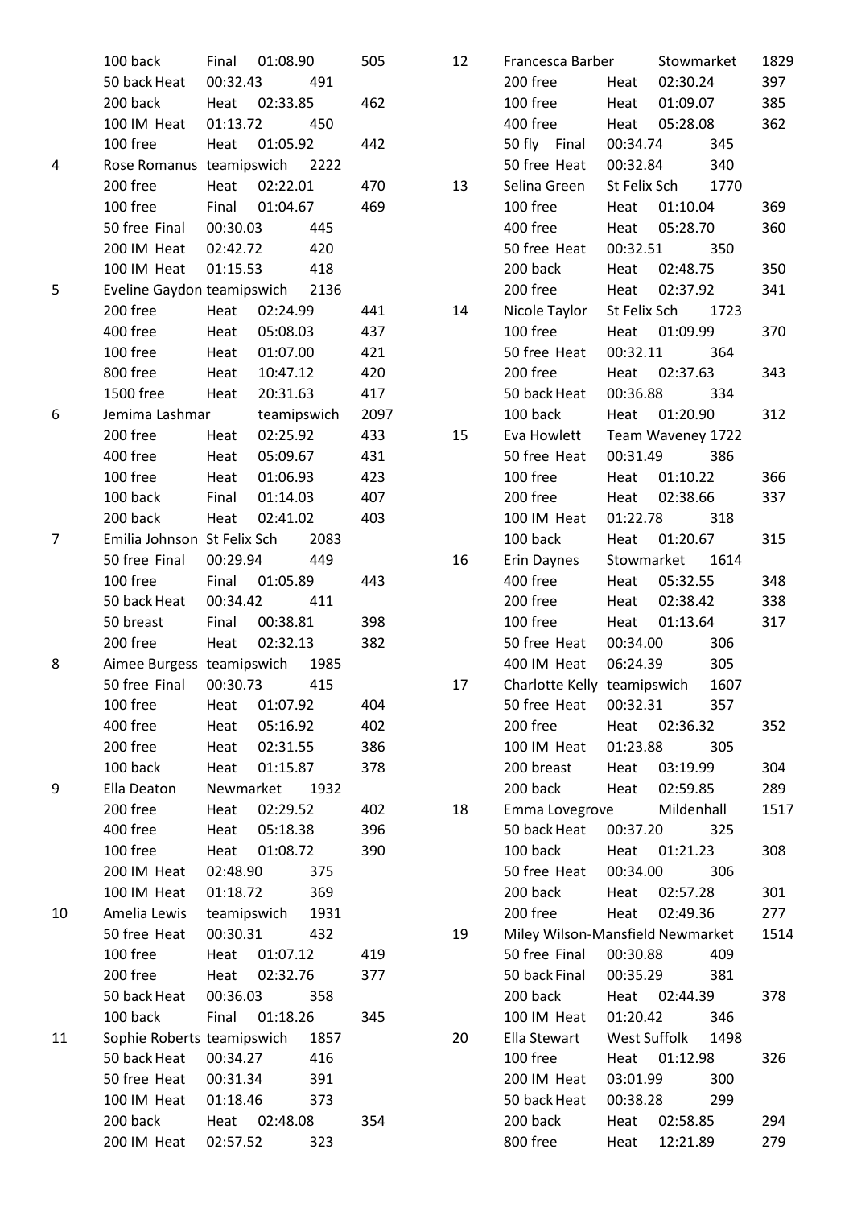| Rank | Name / Event | Club / Round | Time | Points |
|---|---|---|---|---|
| | 100 back | Final | 01:08.90 | 505 |
| | 50 back | Heat | 00:32.43 | 491 |
| | 200 back | Heat | 02:33.85 | 462 |
| | 100 IM | Heat | 01:13.72 | 450 |
| | 100 free | Heat | 01:05.92 | 442 |
| 4 | Rose Romanus | teamipswich | | 2222 |
| | 200 free | Heat | 02:22.01 | 470 |
| | 100 free | Final | 01:04.67 | 469 |
| | 50 free | Final | 00:30.03 | 445 |
| | 200 IM | Heat | 02:42.72 | 420 |
| | 100 IM | Heat | 01:15.53 | 418 |
| 5 | Eveline Gaydon | teamipswich | | 2136 |
| | 200 free | Heat | 02:24.99 | 441 |
| | 400 free | Heat | 05:08.03 | 437 |
| | 100 free | Heat | 01:07.00 | 421 |
| | 800 free | Heat | 10:47.12 | 420 |
| | 1500 free | Heat | 20:31.63 | 417 |
| 6 | Jemima Lashmar | teamipswich | | 2097 |
| | 200 free | Heat | 02:25.92 | 433 |
| | 400 free | Heat | 05:09.67 | 431 |
| | 100 free | Heat | 01:06.93 | 423 |
| | 100 back | Final | 01:14.03 | 407 |
| | 200 back | Heat | 02:41.02 | 403 |
| 7 | Emilia Johnson | St Felix Sch | | 2083 |
| | 50 free | Final | 00:29.94 | 449 |
| | 100 free | Final | 01:05.89 | 443 |
| | 50 back | Heat | 00:34.42 | 411 |
| | 50 breast | Final | 00:38.81 | 398 |
| | 200 free | Heat | 02:32.13 | 382 |
| 8 | Aimee Burgess | teamipswich | | 1985 |
| | 50 free | Final | 00:30.73 | 415 |
| | 100 free | Heat | 01:07.92 | 404 |
| | 400 free | Heat | 05:16.92 | 402 |
| | 200 free | Heat | 02:31.55 | 386 |
| | 100 back | Heat | 01:15.87 | 378 |
| 9 | Ella Deaton | Newmarket | | 1932 |
| | 200 free | Heat | 02:29.52 | 402 |
| | 400 free | Heat | 05:18.38 | 396 |
| | 100 free | Heat | 01:08.72 | 390 |
| | 200 IM | Heat | 02:48.90 | 375 |
| | 100 IM | Heat | 01:18.72 | 369 |
| 10 | Amelia Lewis | teamipswich | | 1931 |
| | 50 free | Heat | 00:30.31 | 432 |
| | 100 free | Heat | 01:07.12 | 419 |
| | 200 free | Heat | 02:32.76 | 377 |
| | 50 back | Heat | 00:36.03 | 358 |
| | 100 back | Final | 01:18.26 | 345 |
| 11 | Sophie Roberts | teamipswich | | 1857 |
| | 50 back | Heat | 00:34.27 | 416 |
| | 50 free | Heat | 00:31.34 | 391 |
| | 100 IM | Heat | 01:18.46 | 373 |
| | 200 back | Heat | 02:48.08 | 354 |
| | 200 IM | Heat | 02:57.52 | 323 |
| 12 | Francesca Barber | Stowmarket | | 1829 |
| | 200 free | Heat | 02:30.24 | 397 |
| | 100 free | Heat | 01:09.07 | 385 |
| | 400 free | Heat | 05:28.08 | 362 |
| | 50 fly | Final | 00:34.74 | 345 |
| | 50 free | Heat | 00:32.84 | 340 |
| 13 | Selina Green | St Felix Sch | | 1770 |
| | 100 free | Heat | 01:10.04 | 369 |
| | 400 free | Heat | 05:28.70 | 360 |
| | 50 free | Heat | 00:32.51 | 350 |
| | 200 back | Heat | 02:48.75 | 350 |
| | 200 free | Heat | 02:37.92 | 341 |
| 14 | Nicole Taylor | St Felix Sch | | 1723 |
| | 100 free | Heat | 01:09.99 | 370 |
| | 50 free | Heat | 00:32.11 | 364 |
| | 200 free | Heat | 02:37.63 | 343 |
| | 50 back | Heat | 00:36.88 | 334 |
| | 100 back | Heat | 01:20.90 | 312 |
| 15 | Eva Howlett | Team Waveney | | 1722 |
| | 50 free | Heat | 00:31.49 | 386 |
| | 100 free | Heat | 01:10.22 | 366 |
| | 200 free | Heat | 02:38.66 | 337 |
| | 100 IM | Heat | 01:22.78 | 318 |
| | 100 back | Heat | 01:20.67 | 315 |
| 16 | Erin Daynes | Stowmarket | | 1614 |
| | 400 free | Heat | 05:32.55 | 348 |
| | 200 free | Heat | 02:38.42 | 338 |
| | 100 free | Heat | 01:13.64 | 317 |
| | 50 free | Heat | 00:34.00 | 306 |
| | 400 IM | Heat | 06:24.39 | 305 |
| 17 | Charlotte Kelly | teamipswich | | 1607 |
| | 50 free | Heat | 00:32.31 | 357 |
| | 200 free | Heat | 02:36.32 | 352 |
| | 100 IM | Heat | 01:23.88 | 305 |
| | 200 breast | Heat | 03:19.99 | 304 |
| | 200 back | Heat | 02:59.85 | 289 |
| 18 | Emma Lovegrove | Mildenhall | | 1517 |
| | 50 back | Heat | 00:37.20 | 325 |
| | 100 back | Heat | 01:21.23 | 308 |
| | 50 free | Heat | 00:34.00 | 306 |
| | 200 back | Heat | 02:57.28 | 301 |
| | 200 free | Heat | 02:49.36 | 277 |
| 19 | Miley Wilson-Mansfield | Newmarket | | 1514 |
| | 50 free | Final | 00:30.88 | 409 |
| | 50 back | Final | 00:35.29 | 381 |
| | 200 back | Heat | 02:44.39 | 378 |
| | 100 IM | Heat | 01:20.42 | 346 |
| 20 | Ella Stewart | West Suffolk | | 1498 |
| | 100 free | Heat | 01:12.98 | 326 |
| | 200 IM | Heat | 03:01.99 | 300 |
| | 50 back | Heat | 00:38.28 | 299 |
| | 200 back | Heat | 02:58.85 | 294 |
| | 800 free | Heat | 12:21.89 | 279 |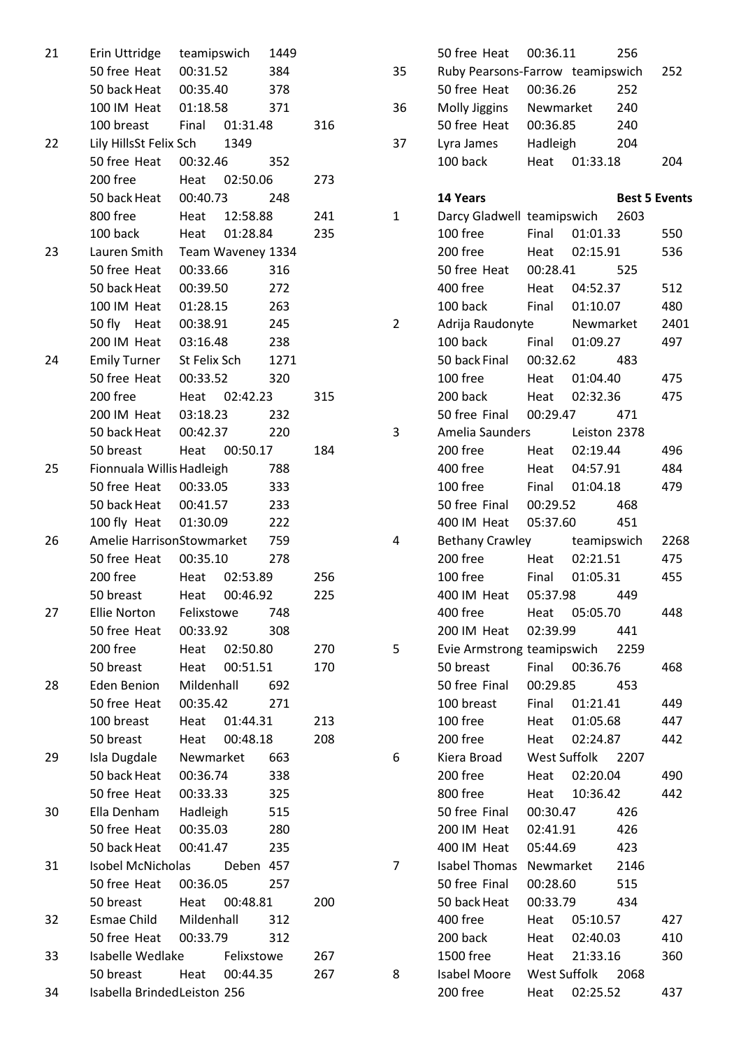| | | | | |
|---|---|---|---|---|
| 21 | Erin Uttridge | teamipswich | 1449 | |
| | 50 free Heat | 00:31.52 | 384 | |
| | 50 back Heat | 00:35.40 | 378 | |
| | 100 IM Heat | 01:18.58 | 371 | |
| | 100 breast | Final 01:31.48 | | 316 |
| 22 | Lily Hills | St Felix Sch | 1349 | |
| | 50 free Heat | 00:32.46 | 352 | |
| | 200 free | Heat 02:50.06 | | 273 |
| | 50 back Heat | 00:40.73 | 248 | |
| | 800 free | Heat 12:58.88 | | 241 |
| | 100 back | Heat 01:28.84 | | 235 |
| 23 | Lauren Smith | Team Waveney | 1334 | |
| | 50 free Heat | 00:33.66 | 316 | |
| | 50 back Heat | 00:39.50 | 272 | |
| | 100 IM Heat | 01:28.15 | 263 | |
| | 50 fly Heat | 00:38.91 | 245 | |
| | 200 IM Heat | 03:16.48 | 238 | |
| 24 | Emily Turner | St Felix Sch | 1271 | |
| | 50 free Heat | 00:33.52 | 320 | |
| | 200 free | Heat 02:42.23 | | 315 |
| | 200 IM Heat | 03:18.23 | 232 | |
| | 50 back Heat | 00:42.37 | 220 | |
| | 50 breast | Heat 00:50.17 | | 184 |
| 25 | Fionnuala Willis | Hadleigh | 788 | |
| | 50 free Heat | 00:33.05 | 333 | |
| | 50 back Heat | 00:41.57 | 233 | |
| | 100 fly Heat | 01:30.09 | 222 | |
| 26 | Amelie Harrison | Stowmarket | 759 | |
| | 50 free Heat | 00:35.10 | 278 | |
| | 200 free | Heat 02:53.89 | | 256 |
| | 50 breast | Heat 00:46.92 | | 225 |
| 27 | Ellie Norton | Felixstowe | 748 | |
| | 50 free Heat | 00:33.92 | 308 | |
| | 200 free | Heat 02:50.80 | | 270 |
| | 50 breast | Heat 00:51.51 | | 170 |
| 28 | Eden Benion | Mildenhall | 692 | |
| | 50 free Heat | 00:35.42 | 271 | |
| | 100 breast | Heat 01:44.31 | | 213 |
| | 50 breast | Heat 00:48.18 | | 208 |
| 29 | Isla Dugdale | Newmarket | 663 | |
| | 50 back Heat | 00:36.74 | 338 | |
| | 50 free Heat | 00:33.33 | 325 | |
| 30 | Ella Denham | Hadleigh | 515 | |
| | 50 free Heat | 00:35.03 | 280 | |
| | 50 back Heat | 00:41.47 | 235 | |
| 31 | Isobel McNicholas | Deben | 457 | |
| | 50 free Heat | 00:36.05 | 257 | |
| | 50 breast | Heat 00:48.81 | | 200 |
| 32 | Esmae Child | Mildenhall | 312 | |
| | 50 free Heat | 00:33.79 | 312 | |
| 33 | Isabelle Wedlake | Felixstowe | | 267 |
| | 50 breast | Heat 00:44.35 | | 267 |
| 34 | Isabella Brinded | Leiston | 256 | |
| | 50 free Heat | 00:36.11 | 256 | |
| 35 | Ruby Pearsons-Farrow | teamipswich | | 252 |
| | 50 free Heat | 00:36.26 | 252 | |
| 36 | Molly Jiggins | Newmarket | 240 | |
| | 50 free Heat | 00:36.85 | 240 | |
| 37 | Lyra James | Hadleigh | 204 | |
| | 100 back | Heat 01:33.18 | | 204 |

| | **14 Years** | | | **Best 5 Events** |
|---|---|---|---|---|
| 1 | Darcy Gladwell | teamipswich | 2603 | |
| | 100 free | Final 01:01.33 | | 550 |
| | 200 free | Heat 02:15.91 | | 536 |
| | 50 free Heat | 00:28.41 | 525 | |
| | 400 free | Heat 04:52.37 | | 512 |
| | 100 back | Final 01:10.07 | | 480 |
| 2 | Adrija Raudonyte | Newmarket | | 2401 |
| | 100 back | Final 01:09.27 | | 497 |
| | 50 back Final | 00:32.62 | 483 | |
| | 100 free | Heat 01:04.40 | | 475 |
| | 200 back | Heat 02:32.36 | | 475 |
| | 50 free Final | 00:29.47 | 471 | |
| 3 | Amelia Saunders | Leiston | 2378 | |
| | 200 free | Heat 02:19.44 | | 496 |
| | 400 free | Heat 04:57.91 | | 484 |
| | 100 free | Final 01:04.18 | | 479 |
| | 50 free Final | 00:29.52 | 468 | |
| | 400 IM Heat | 05:37.60 | 451 | |
| 4 | Bethany Crawley | teamipswich | | 2268 |
| | 200 free | Heat 02:21.51 | | 475 |
| | 100 free | Final 01:05.31 | | 455 |
| | 400 IM Heat | 05:37.98 | 449 | |
| | 400 free | Heat 05:05.70 | | 448 |
| | 200 IM Heat | 02:39.99 | 441 | |
| 5 | Evie Armstrong | teamipswich | 2259 | |
| | 50 breast | Final 00:36.76 | | 468 |
| | 50 free Final | 00:29.85 | 453 | |
| | 100 breast | Final 01:21.41 | | 449 |
| | 100 free | Heat 01:05.68 | | 447 |
| | 200 free | Heat 02:24.87 | | 442 |
| 6 | Kiera Broad | West Suffolk | 2207 | |
| | 200 free | Heat 02:20.04 | | 490 |
| | 800 free | Heat 10:36.42 | | 442 |
| | 50 free Final | 00:30.47 | 426 | |
| | 200 IM Heat | 02:41.91 | 426 | |
| | 400 IM Heat | 05:44.69 | 423 | |
| 7 | Isabel Thomas | Newmarket | 2146 | |
| | 50 free Final | 00:28.60 | 515 | |
| | 50 back Heat | 00:33.79 | 434 | |
| | 400 free | Heat 05:10.57 | | 427 |
| | 200 back | Heat 02:40.03 | | 410 |
| | 1500 free | Heat 21:33.16 | | 360 |
| 8 | Isabel Moore | West Suffolk | 2068 | |
| | 200 free | Heat 02:25.52 | | 437 |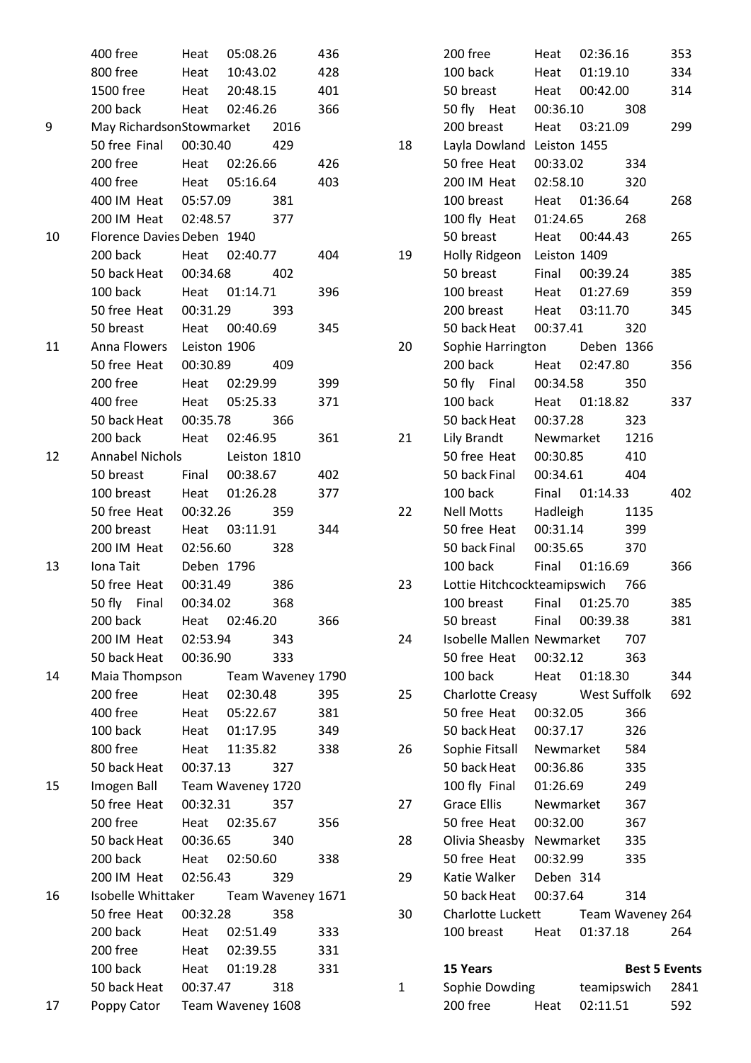| | | | | |
|---|---|---|---|---|
| | 400 free | Heat | 05:08.26 | 436 |
| | 800 free | Heat | 10:43.02 | 428 |
| | 1500 free | Heat | 20:48.15 | 401 |
| | 200 back | Heat | 02:46.26 | 366 |
| 9 | May Richardson | Stowmarket | | 2016 |
| | 50 free | Final | 00:30.40 | 429 |
| | 200 free | Heat | 02:26.66 | 426 |
| | 400 free | Heat | 05:16.64 | 403 |
| | 400 IM | Heat | 05:57.09 | 381 |
| | 200 IM | Heat | 02:48.57 | 377 |
| 10 | Florence Davies | Deben | | 1940 |
| | 200 back | Heat | 02:40.77 | 404 |
| | 50 back | Heat | 00:34.68 | 402 |
| | 100 back | Heat | 01:14.71 | 396 |
| | 50 free | Heat | 00:31.29 | 393 |
| | 50 breast | Heat | 00:40.69 | 345 |
| 11 | Anna Flowers | Leiston | | 1906 |
| | 50 free | Heat | 00:30.89 | 409 |
| | 200 free | Heat | 02:29.99 | 399 |
| | 400 free | Heat | 05:25.33 | 371 |
| | 50 back | Heat | 00:35.78 | 366 |
| | 200 back | Heat | 02:46.95 | 361 |
| 12 | Annabel Nichols | Leiston | | 1810 |
| | 50 breast | Final | 00:38.67 | 402 |
| | 100 breast | Heat | 01:26.28 | 377 |
| | 50 free | Heat | 00:32.26 | 359 |
| | 200 breast | Heat | 03:11.91 | 344 |
| | 200 IM | Heat | 02:56.60 | 328 |
| 13 | Iona Tait | Deben | | 1796 |
| | 50 free | Heat | 00:31.49 | 386 |
| | 50 fly | Final | 00:34.02 | 368 |
| | 200 back | Heat | 02:46.20 | 366 |
| | 200 IM | Heat | 02:53.94 | 343 |
| | 50 back | Heat | 00:36.90 | 333 |
| 14 | Maia Thompson | Team Waveney | | 1790 |
| | 200 free | Heat | 02:30.48 | 395 |
| | 400 free | Heat | 05:22.67 | 381 |
| | 100 back | Heat | 01:17.95 | 349 |
| | 800 free | Heat | 11:35.82 | 338 |
| | 50 back | Heat | 00:37.13 | 327 |
| 15 | Imogen Ball | Team Waveney | | 1720 |
| | 50 free | Heat | 00:32.31 | 357 |
| | 200 free | Heat | 02:35.67 | 356 |
| | 50 back | Heat | 00:36.65 | 340 |
| | 200 back | Heat | 02:50.60 | 338 |
| | 200 IM | Heat | 02:56.43 | 329 |
| 16 | Isobelle Whittaker | Team Waveney | | 1671 |
| | 50 free | Heat | 00:32.28 | 358 |
| | 200 back | Heat | 02:51.49 | 333 |
| | 200 free | Heat | 02:39.55 | 331 |
| | 100 back | Heat | 01:19.28 | 331 |
| | 50 back | Heat | 00:37.47 | 318 |
| 17 | Poppy Cator | Team Waveney | | 1608 |
| | 200 free | Heat | 02:36.16 | 353 |
| | 100 back | Heat | 01:19.10 | 334 |
| | 50 breast | Heat | 00:42.00 | 314 |
| | 50 fly | Heat | 00:36.10 | 308 |
| | 200 breast | Heat | 03:21.09 | 299 |
| 18 | Layla Dowland | Leiston | | 1455 |
| | 50 free | Heat | 00:33.02 | 334 |
| | 200 IM | Heat | 02:58.10 | 320 |
| | 100 breast | Heat | 01:36.64 | 268 |
| | 100 fly | Heat | 01:24.65 | 268 |
| | 50 breast | Heat | 00:44.43 | 265 |
| 19 | Holly Ridgeon | Leiston | | 1409 |
| | 50 breast | Final | 00:39.24 | 385 |
| | 100 breast | Heat | 01:27.69 | 359 |
| | 200 breast | Heat | 03:11.70 | 345 |
| | 50 back | Heat | 00:37.41 | 320 |
| 20 | Sophie Harrington | Deben | | 1366 |
| | 200 back | Heat | 02:47.80 | 356 |
| | 50 fly | Final | 00:34.58 | 350 |
| | 100 back | Heat | 01:18.82 | 337 |
| | 50 back | Heat | 00:37.28 | 323 |
| 21 | Lily Brandt | Newmarket | | 1216 |
| | 50 free | Heat | 00:30.85 | 410 |
| | 50 back | Final | 00:34.61 | 404 |
| | 100 back | Final | 01:14.33 | 402 |
| 22 | Nell Motts | Hadleigh | | 1135 |
| | 50 free | Heat | 00:31.14 | 399 |
| | 50 back | Final | 00:35.65 | 370 |
| | 100 back | Final | 01:16.69 | 366 |
| 23 | Lottie Hitchcock | teamipswich | | 766 |
| | 100 breast | Final | 01:25.70 | 385 |
| | 50 breast | Final | 00:39.38 | 381 |
| 24 | Isobelle Mallen | Newmarket | | 707 |
| | 50 free | Heat | 00:32.12 | 363 |
| | 100 back | Heat | 01:18.30 | 344 |
| 25 | Charlotte Creasy | West Suffolk | | 692 |
| | 50 free | Heat | 00:32.05 | 366 |
| | 50 back | Heat | 00:37.17 | 326 |
| 26 | Sophie Fitsall | Newmarket | | 584 |
| | 50 back | Heat | 00:36.86 | 335 |
| | 100 fly | Final | 01:26.69 | 249 |
| 27 | Grace Ellis | Newmarket | | 367 |
| | 50 free | Heat | 00:32.00 | 367 |
| 28 | Olivia Sheasby | Newmarket | | 335 |
| | 50 free | Heat | 00:32.99 | 335 |
| 29 | Katie Walker | Deben | | 314 |
| | 50 back | Heat | 00:37.64 | 314 |
| 30 | Charlotte Luckett | Team Waveney | | 264 |
| | 100 breast | Heat | 01:37.18 | 264 |

| | | | | |
|---|---|---|---|---|
| | **15 Years** | | | **Best 5 Events** |
| 1 | Sophie Dowding | teamipswich | | 2841 |
| | 200 free | Heat | 02:11.51 | 592 |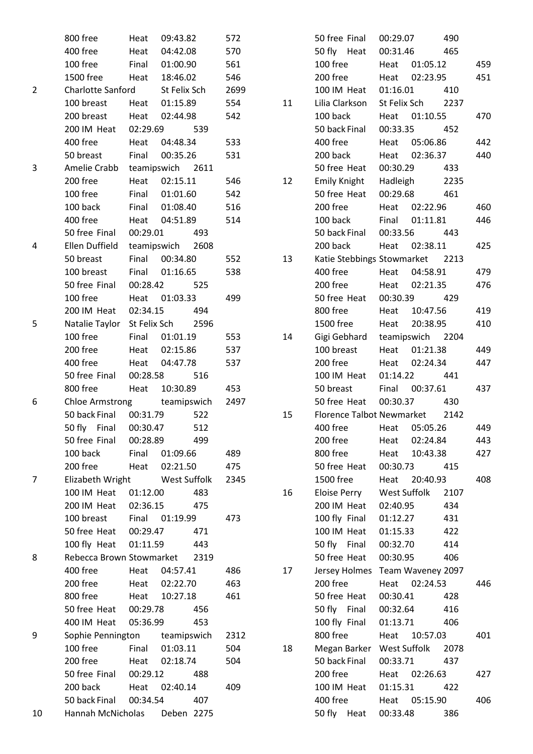| Rank | Name / Event | Round | Time / Club | Points |
|---|---|---|---|---|
| | 800 free | Heat | 09:43.82 | 572 |
| | 400 free | Heat | 04:42.08 | 570 |
| | 100 free | Final | 01:00.90 | 561 |
| | 1500 free | Heat | 18:46.02 | 546 |
| 2 | Charlotte Sanford | | St Felix Sch | 2699 |
| | 100 breast | Heat | 01:15.89 | 554 |
| | 200 breast | Heat | 02:44.98 | 542 |
| | 200 IM | Heat | 02:29.69 | 539 |
| | 400 free | Heat | 04:48.34 | 533 |
| | 50 breast | Final | 00:35.26 | 531 |
| 3 | Amelie Crabb | | teamipswich | 2611 |
| | 200 free | Heat | 02:15.11 | 546 |
| | 100 free | Final | 01:01.60 | 542 |
| | 100 back | Final | 01:08.40 | 516 |
| | 400 free | Heat | 04:51.89 | 514 |
| | 50 free | Final | 00:29.01 | 493 |
| 4 | Ellen Duffield | | teamipswich | 2608 |
| | 50 breast | Final | 00:34.80 | 552 |
| | 100 breast | Final | 01:16.65 | 538 |
| | 50 free | Final | 00:28.42 | 525 |
| | 100 free | Heat | 01:03.33 | 499 |
| | 200 IM | Heat | 02:34.15 | 494 |
| 5 | Natalie Taylor | | St Felix Sch | 2596 |
| | 100 free | Final | 01:01.19 | 553 |
| | 200 free | Heat | 02:15.86 | 537 |
| | 400 free | Heat | 04:47.78 | 537 |
| | 50 free | Final | 00:28.58 | 516 |
| | 800 free | Heat | 10:30.89 | 453 |
| 6 | Chloe Armstrong | | teamipswich | 2497 |
| | 50 back | Final | 00:31.79 | 522 |
| | 50 fly | Final | 00:30.47 | 512 |
| | 50 free | Final | 00:28.89 | 499 |
| | 100 back | Final | 01:09.66 | 489 |
| | 200 free | Heat | 02:21.50 | 475 |
| 7 | Elizabeth Wright | | West Suffolk | 2345 |
| | 100 IM | Heat | 01:12.00 | 483 |
| | 200 IM | Heat | 02:36.15 | 475 |
| | 100 breast | Final | 01:19.99 | 473 |
| | 50 free | Heat | 00:29.47 | 471 |
| | 100 fly | Heat | 01:11.59 | 443 |
| 8 | Rebecca Brown | | Stowmarket | 2319 |
| | 400 free | Heat | 04:57.41 | 486 |
| | 200 free | Heat | 02:22.70 | 463 |
| | 800 free | Heat | 10:27.18 | 461 |
| | 50 free | Heat | 00:29.78 | 456 |
| | 400 IM | Heat | 05:36.99 | 453 |
| 9 | Sophie Pennington | | teamipswich | 2312 |
| | 100 free | Final | 01:03.11 | 504 |
| | 200 free | Heat | 02:18.74 | 504 |
| | 50 free | Final | 00:29.12 | 488 |
| | 200 back | Heat | 02:40.14 | 409 |
| | 50 back | Final | 00:34.54 | 407 |
| 10 | Hannah McNicholas | | Deben | 2275 |
| | 50 free | Final | 00:29.07 | 490 |
| | 50 fly | Heat | 00:31.46 | 465 |
| | 100 free | Heat | 01:05.12 | 459 |
| | 200 free | Heat | 02:23.95 | 451 |
| | 100 IM | Heat | 01:16.01 | 410 |
| 11 | Lilia Clarkson | | St Felix Sch | 2237 |
| | 100 back | Heat | 01:10.55 | 470 |
| | 50 back | Final | 00:33.35 | 452 |
| | 400 free | Heat | 05:06.86 | 442 |
| | 200 back | Heat | 02:36.37 | 440 |
| | 50 free | Heat | 00:30.29 | 433 |
| 12 | Emily Knight | | Hadleigh | 2235 |
| | 50 free | Heat | 00:29.68 | 461 |
| | 200 free | Heat | 02:22.96 | 460 |
| | 100 back | Final | 01:11.81 | 446 |
| | 50 back | Final | 00:33.56 | 443 |
| | 200 back | Heat | 02:38.11 | 425 |
| 13 | Katie Stebbings | | Stowmarket | 2213 |
| | 400 free | Heat | 04:58.91 | 479 |
| | 200 free | Heat | 02:21.35 | 476 |
| | 50 free | Heat | 00:30.39 | 429 |
| | 800 free | Heat | 10:47.56 | 419 |
| | 1500 free | Heat | 20:38.95 | 410 |
| 14 | Gigi Gebhard | | teamipswich | 2204 |
| | 100 breast | Heat | 01:21.38 | 449 |
| | 200 free | Heat | 02:24.34 | 447 |
| | 100 IM | Heat | 01:14.22 | 441 |
| | 50 breast | Final | 00:37.61 | 437 |
| | 50 free | Heat | 00:30.37 | 430 |
| 15 | Florence Talbot | | Newmarket | 2142 |
| | 400 free | Heat | 05:05.26 | 449 |
| | 200 free | Heat | 02:24.84 | 443 |
| | 800 free | Heat | 10:43.38 | 427 |
| | 50 free | Heat | 00:30.73 | 415 |
| | 1500 free | Heat | 20:40.93 | 408 |
| 16 | Eloise Perry | | West Suffolk | 2107 |
| | 200 IM | Heat | 02:40.95 | 434 |
| | 100 fly | Final | 01:12.27 | 431 |
| | 100 IM | Heat | 01:15.33 | 422 |
| | 50 fly | Final | 00:32.70 | 414 |
| | 50 free | Heat | 00:30.95 | 406 |
| 17 | Jersey Holmes | | Team Waveney | 2097 |
| | 200 free | Heat | 02:24.53 | 446 |
| | 50 free | Heat | 00:30.41 | 428 |
| | 50 fly | Final | 00:32.64 | 416 |
| | 100 fly | Final | 01:13.71 | 406 |
| | 800 free | Heat | 10:57.03 | 401 |
| 18 | Megan Barker | | West Suffolk | 2078 |
| | 50 back | Final | 00:33.71 | 437 |
| | 200 free | Heat | 02:26.63 | 427 |
| | 100 IM | Heat | 01:15.31 | 422 |
| | 400 free | Heat | 05:15.90 | 406 |
| | 50 fly | Heat | 00:33.48 | 386 |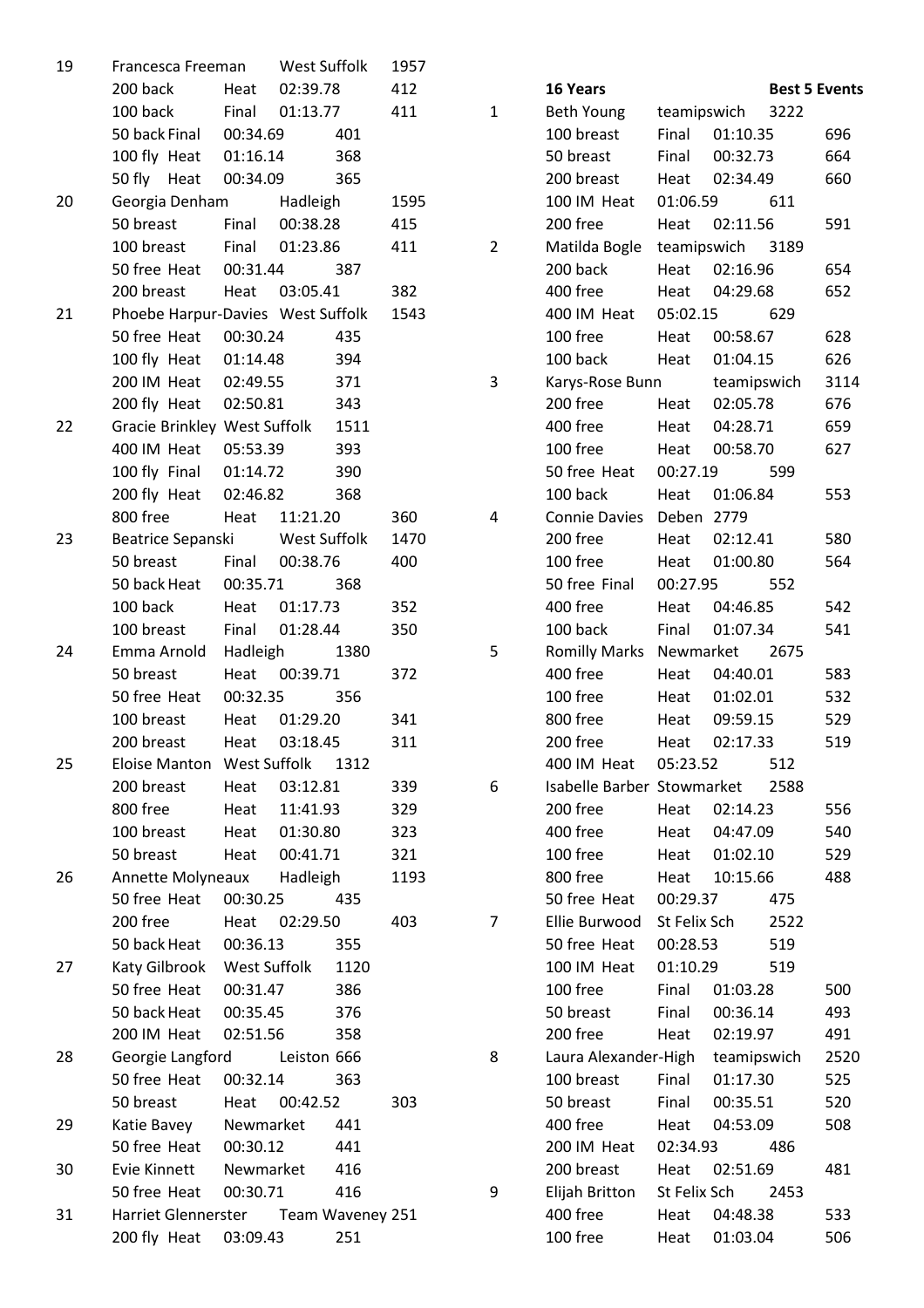| | | | | |
|---|---|---|---|---|
| 19 | Francesca Freeman | West Suffolk | | 1957 |
| | 200 back | Heat | 02:39.78 | 412 |
| | 100 back | Final | 01:13.77 | 411 |
| | 50 back | Final | 00:34.69 | 401 |
| | 100 fly | Heat | 01:16.14 | 368 |
| | 50 fly | Heat | 00:34.09 | 365 |
| 20 | Georgia Denham | Hadleigh | | 1595 |
| | 50 breast | Final | 00:38.28 | 415 |
| | 100 breast | Final | 01:23.86 | 411 |
| | 50 free | Heat | 00:31.44 | 387 |
| | 200 breast | Heat | 03:05.41 | 382 |
| 21 | Phoebe Harpur-Davies | West Suffolk | | 1543 |
| | 50 free | Heat | 00:30.24 | 435 |
| | 100 fly | Heat | 01:14.48 | 394 |
| | 200 IM | Heat | 02:49.55 | 371 |
| | 200 fly | Heat | 02:50.81 | 343 |
| 22 | Gracie Brinkley | West Suffolk | | 1511 |
| | 400 IM | Heat | 05:53.39 | 393 |
| | 100 fly | Final | 01:14.72 | 390 |
| | 200 fly | Heat | 02:46.82 | 368 |
| | 800 free | Heat | 11:21.20 | 360 |
| 23 | Beatrice Sepanski | West Suffolk | | 1470 |
| | 50 breast | Final | 00:38.76 | 400 |
| | 50 back | Heat | 00:35.71 | 368 |
| | 100 back | Heat | 01:17.73 | 352 |
| | 100 breast | Final | 01:28.44 | 350 |
| 24 | Emma Arnold | Hadleigh | | 1380 |
| | 50 breast | Heat | 00:39.71 | 372 |
| | 50 free | Heat | 00:32.35 | 356 |
| | 100 breast | Heat | 01:29.20 | 341 |
| | 200 breast | Heat | 03:18.45 | 311 |
| 25 | Eloise Manton | West Suffolk | | 1312 |
| | 200 breast | Heat | 03:12.81 | 339 |
| | 800 free | Heat | 11:41.93 | 329 |
| | 100 breast | Heat | 01:30.80 | 323 |
| | 50 breast | Heat | 00:41.71 | 321 |
| 26 | Annette Molyneaux | Hadleigh | | 1193 |
| | 50 free | Heat | 00:30.25 | 435 |
| | 200 free | Heat | 02:29.50 | 403 |
| | 50 back | Heat | 00:36.13 | 355 |
| 27 | Katy Gilbrook | West Suffolk | | 1120 |
| | 50 free | Heat | 00:31.47 | 386 |
| | 50 back | Heat | 00:35.45 | 376 |
| | 200 IM | Heat | 02:51.56 | 358 |
| 28 | Georgie Langford | Leiston | | 666 |
| | 50 free | Heat | 00:32.14 | 363 |
| | 50 breast | Heat | 00:42.52 | 303 |
| 29 | Katie Bavey | Newmarket | | 441 |
| | 50 free | Heat | 00:30.12 | 441 |
| 30 | Evie Kinnett | Newmarket | | 416 |
| | 50 free | Heat | 00:30.71 | 416 |
| 31 | Harriet Glennerster | Team Waveney | | 251 |
| | 200 fly | Heat | 03:09.43 | 251 |

| | 16 Years | | | Best 5 Events |
|---|---|---|---|---|
| 1 | Beth Young | teamipswich | | 3222 |
| | 100 breast | Final | 01:10.35 | 696 |
| | 50 breast | Final | 00:32.73 | 664 |
| | 200 breast | Heat | 02:34.49 | 660 |
| | 100 IM | Heat | 01:06.59 | 611 |
| | 200 free | Heat | 02:11.56 | 591 |
| 2 | Matilda Bogle | teamipswich | | 3189 |
| | 200 back | Heat | 02:16.96 | 654 |
| | 400 free | Heat | 04:29.68 | 652 |
| | 400 IM | Heat | 05:02.15 | 629 |
| | 100 free | Heat | 00:58.67 | 628 |
| | 100 back | Heat | 01:04.15 | 626 |
| 3 | Karys-Rose Bunn | teamipswich | | 3114 |
| | 200 free | Heat | 02:05.78 | 676 |
| | 400 free | Heat | 04:28.71 | 659 |
| | 100 free | Heat | 00:58.70 | 627 |
| | 50 free | Heat | 00:27.19 | 599 |
| | 100 back | Heat | 01:06.84 | 553 |
| 4 | Connie Davies | Deben | | 2779 |
| | 200 free | Heat | 02:12.41 | 580 |
| | 100 free | Heat | 01:00.80 | 564 |
| | 50 free | Final | 00:27.95 | 552 |
| | 400 free | Heat | 04:46.85 | 542 |
| | 100 back | Final | 01:07.34 | 541 |
| 5 | Romilly Marks | Newmarket | | 2675 |
| | 400 free | Heat | 04:40.01 | 583 |
| | 100 free | Heat | 01:02.01 | 532 |
| | 800 free | Heat | 09:59.15 | 529 |
| | 200 free | Heat | 02:17.33 | 519 |
| | 400 IM | Heat | 05:23.52 | 512 |
| 6 | Isabelle Barber | Stowmarket | | 2588 |
| | 200 free | Heat | 02:14.23 | 556 |
| | 400 free | Heat | 04:47.09 | 540 |
| | 100 free | Heat | 01:02.10 | 529 |
| | 800 free | Heat | 10:15.66 | 488 |
| | 50 free | Heat | 00:29.37 | 475 |
| 7 | Ellie Burwood | St Felix Sch | | 2522 |
| | 50 free | Heat | 00:28.53 | 519 |
| | 100 IM | Heat | 01:10.29 | 519 |
| | 100 free | Final | 01:03.28 | 500 |
| | 50 breast | Final | 00:36.14 | 493 |
| | 200 free | Heat | 02:19.97 | 491 |
| 8 | Laura Alexander-High | teamipswich | | 2520 |
| | 100 breast | Final | 01:17.30 | 525 |
| | 50 breast | Final | 00:35.51 | 520 |
| | 400 free | Heat | 04:53.09 | 508 |
| | 200 IM | Heat | 02:34.93 | 486 |
| | 200 breast | Heat | 02:51.69 | 481 |
| 9 | Elijah Britton | St Felix Sch | | 2453 |
| | 400 free | Heat | 04:48.38 | 533 |
| | 100 free | Heat | 01:03.04 | 506 |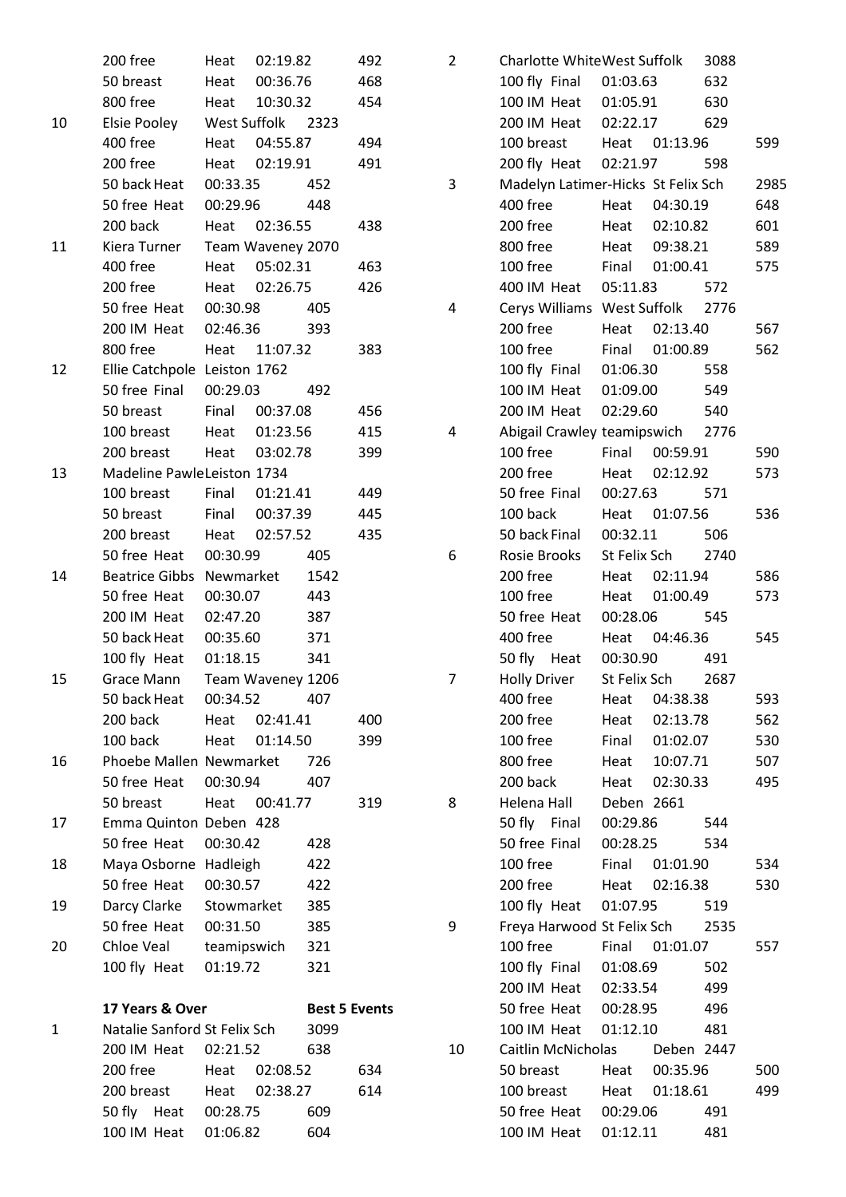| | | | | |
|---|---|---|---|---|
| | 200 free | Heat | 02:19.82 | 492 |
| | 50 breast | Heat | 00:36.76 | 468 |
| | 800 free | Heat | 10:30.32 | 454 |
| 10 | Elsie Pooley | West Suffolk | | 2323 |
| | 400 free | Heat | 04:55.87 | 494 |
| | 200 free | Heat | 02:19.91 | 491 |
| | 50 back | Heat | 00:33.35 | 452 |
| | 50 free | Heat | 00:29.96 | 448 |
| | 200 back | Heat | 02:36.55 | 438 |
| 11 | Kiera Turner | Team Waveney | | 2070 |
| | 400 free | Heat | 05:02.31 | 463 |
| | 200 free | Heat | 02:26.75 | 426 |
| | 50 free | Heat | 00:30.98 | 405 |
| | 200 IM | Heat | 02:46.36 | 393 |
| | 800 free | Heat | 11:07.32 | 383 |
| 12 | Ellie Catchpole | Leiston | | 1762 |
| | 50 free | Final | 00:29.03 | 492 |
| | 50 breast | Final | 00:37.08 | 456 |
| | 100 breast | Heat | 01:23.56 | 415 |
| | 200 breast | Heat | 03:02.78 | 399 |
| 13 | Madeline Pawle | Leiston | | 1734 |
| | 100 breast | Final | 01:21.41 | 449 |
| | 50 breast | Final | 00:37.39 | 445 |
| | 200 breast | Heat | 02:57.52 | 435 |
| | 50 free | Heat | 00:30.99 | 405 |
| 14 | Beatrice Gibbs | Newmarket | | 1542 |
| | 50 free | Heat | 00:30.07 | 443 |
| | 200 IM | Heat | 02:47.20 | 387 |
| | 50 back | Heat | 00:35.60 | 371 |
| | 100 fly | Heat | 01:18.15 | 341 |
| 15 | Grace Mann | Team Waveney | | 1206 |
| | 50 back | Heat | 00:34.52 | 407 |
| | 200 back | Heat | 02:41.41 | 400 |
| | 100 back | Heat | 01:14.50 | 399 |
| 16 | Phoebe Mallen | Newmarket | | 726 |
| | 50 free | Heat | 00:30.94 | 407 |
| | 50 breast | Heat | 00:41.77 | 319 |
| 17 | Emma Quinton | Deben | | 428 |
| | 50 free | Heat | 00:30.42 | 428 |
| 18 | Maya Osborne | Hadleigh | | 422 |
| | 50 free | Heat | 00:30.57 | 422 |
| 19 | Darcy Clarke | Stowmarket | | 385 |
| | 50 free | Heat | 00:31.50 | 385 |
| 20 | Chloe Veal | teamipswich | | 321 |
| | 100 fly | Heat | 01:19.72 | 321 |

**17 Years & Over** — **Best 5 Events**

| | | | | |
|---|---|---|---|---|
| 1 | Natalie Sanford | St Felix Sch | | 3099 |
| | 200 IM | Heat | 02:21.52 | 638 |
| | 200 free | Heat | 02:08.52 | 634 |
| | 200 breast | Heat | 02:38.27 | 614 |
| | 50 fly | Heat | 00:28.75 | 609 |
| | 100 IM | Heat | 01:06.82 | 604 |
| 2 | Charlotte White | West Suffolk | | 3088 |
| | 100 fly | Final | 01:03.63 | 632 |
| | 100 IM | Heat | 01:05.91 | 630 |
| | 200 IM | Heat | 02:22.17 | 629 |
| | 100 breast | Heat | 01:13.96 | 599 |
| | 200 fly | Heat | 02:21.97 | 598 |
| 3 | Madelyn Latimer-Hicks | St Felix Sch | | 2985 |
| | 400 free | Heat | 04:30.19 | 648 |
| | 200 free | Heat | 02:10.82 | 601 |
| | 800 free | Heat | 09:38.21 | 589 |
| | 100 free | Final | 01:00.41 | 575 |
| | 400 IM | Heat | 05:11.83 | 572 |
| 4 | Cerys Williams | West Suffolk | | 2776 |
| | 200 free | Heat | 02:13.40 | 567 |
| | 100 free | Final | 01:00.89 | 562 |
| | 100 fly | Final | 01:06.30 | 558 |
| | 100 IM | Heat | 01:09.00 | 549 |
| | 200 IM | Heat | 02:29.60 | 540 |
| 4 | Abigail Crawley | teamipswich | | 2776 |
| | 100 free | Final | 00:59.91 | 590 |
| | 200 free | Heat | 02:12.92 | 573 |
| | 50 free | Final | 00:27.63 | 571 |
| | 100 back | Heat | 01:07.56 | 536 |
| | 50 back | Final | 00:32.11 | 506 |
| 6 | Rosie Brooks | St Felix Sch | | 2740 |
| | 200 free | Heat | 02:11.94 | 586 |
| | 100 free | Heat | 01:00.49 | 573 |
| | 50 free | Heat | 00:28.06 | 545 |
| | 400 free | Heat | 04:46.36 | 545 |
| | 50 fly | Heat | 00:30.90 | 491 |
| 7 | Holly Driver | St Felix Sch | | 2687 |
| | 400 free | Heat | 04:38.38 | 593 |
| | 200 free | Heat | 02:13.78 | 562 |
| | 100 free | Final | 01:02.07 | 530 |
| | 800 free | Heat | 10:07.71 | 507 |
| | 200 back | Heat | 02:30.33 | 495 |
| 8 | Helena Hall | Deben | | 2661 |
| | 50 fly | Final | 00:29.86 | 544 |
| | 50 free | Final | 00:28.25 | 534 |
| | 100 free | Final | 01:01.90 | 534 |
| | 200 free | Heat | 02:16.38 | 530 |
| | 100 fly | Heat | 01:07.95 | 519 |
| 9 | Freya Harwood | St Felix Sch | | 2535 |
| | 100 free | Final | 01:01.07 | 557 |
| | 100 fly | Final | 01:08.69 | 502 |
| | 200 IM | Heat | 02:33.54 | 499 |
| | 50 free | Heat | 00:28.95 | 496 |
| | 100 IM | Heat | 01:12.10 | 481 |
| 10 | Caitlin McNicholas | Deben | | 2447 |
| | 50 breast | Heat | 00:35.96 | 500 |
| | 100 breast | Heat | 01:18.61 | 499 |
| | 50 free | Heat | 00:29.06 | 491 |
| | 100 IM | Heat | 01:12.11 | 481 |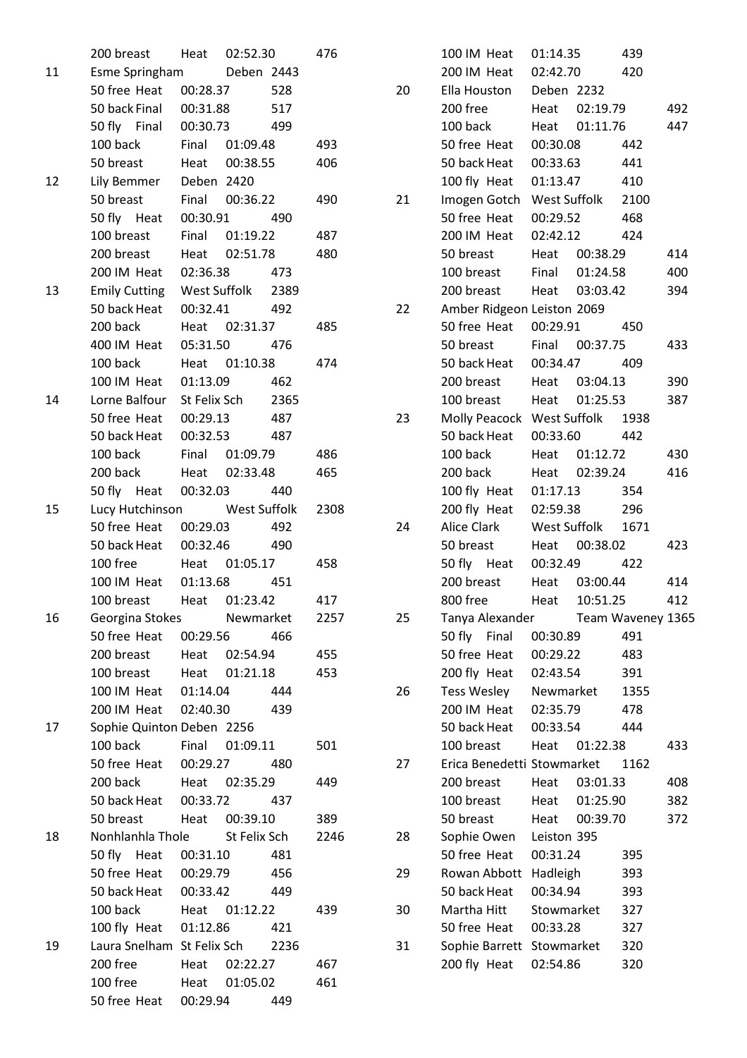| | | | | |
|---|---|---|---|---|
| | 200 breast | Heat | 02:52.30 | 476 |
| 11 | Esme Springham | Deben | 2443 | |
| | 50 free | Heat | 00:28.37 | 528 |
| | 50 back | Final | 00:31.88 | 517 |
| | 50 fly | Final | 00:30.73 | 499 |
| | 100 back | Final | 01:09.48 | 493 |
| | 50 breast | Heat | 00:38.55 | 406 |
| 12 | Lily Bemmer | Deben | 2420 | |
| | 50 breast | Final | 00:36.22 | 490 |
| | 50 fly | Heat | 00:30.91 | 490 |
| | 100 breast | Final | 01:19.22 | 487 |
| | 200 breast | Heat | 02:51.78 | 480 |
| | 200 IM | Heat | 02:36.38 | 473 |
| 13 | Emily Cutting | West Suffolk | 2389 | |
| | 50 back | Heat | 00:32.41 | 492 |
| | 200 back | Heat | 02:31.37 | 485 |
| | 400 IM | Heat | 05:31.50 | 476 |
| | 100 back | Heat | 01:10.38 | 474 |
| | 100 IM | Heat | 01:13.09 | 462 |
| 14 | Lorne Balfour | St Felix Sch | 2365 | |
| | 50 free | Heat | 00:29.13 | 487 |
| | 50 back | Heat | 00:32.53 | 487 |
| | 100 back | Final | 01:09.79 | 486 |
| | 200 back | Heat | 02:33.48 | 465 |
| | 50 fly | Heat | 00:32.03 | 440 |
| 15 | Lucy Hutchinson | West Suffolk | 2308 | |
| | 50 free | Heat | 00:29.03 | 492 |
| | 50 back | Heat | 00:32.46 | 490 |
| | 100 free | Heat | 01:05.17 | 458 |
| | 100 IM | Heat | 01:13.68 | 451 |
| | 100 breast | Heat | 01:23.42 | 417 |
| 16 | Georgina Stokes | Newmarket | 2257 | |
| | 50 free | Heat | 00:29.56 | 466 |
| | 200 breast | Heat | 02:54.94 | 455 |
| | 100 breast | Heat | 01:21.18 | 453 |
| | 100 IM | Heat | 01:14.04 | 444 |
| | 200 IM | Heat | 02:40.30 | 439 |
| 17 | Sophie Quinton | Deben | 2256 | |
| | 100 back | Final | 01:09.11 | 501 |
| | 50 free | Heat | 00:29.27 | 480 |
| | 200 back | Heat | 02:35.29 | 449 |
| | 50 back | Heat | 00:33.72 | 437 |
| | 50 breast | Heat | 00:39.10 | 389 |
| 18 | Nonhlanhla Thole | St Felix Sch | 2246 | |
| | 50 fly | Heat | 00:31.10 | 481 |
| | 50 free | Heat | 00:29.79 | 456 |
| | 50 back | Heat | 00:33.42 | 449 |
| | 100 back | Heat | 01:12.22 | 439 |
| | 100 fly | Heat | 01:12.86 | 421 |
| 19 | Laura Snelham | St Felix Sch | 2236 | |
| | 200 free | Heat | 02:22.27 | 467 |
| | 100 free | Heat | 01:05.02 | 461 |
| | 50 free | Heat | 00:29.94 | 449 |
| | 100 IM | Heat | 01:14.35 | 439 |
| | 200 IM | Heat | 02:42.70 | 420 |
| 20 | Ella Houston | Deben | 2232 | |
| | 200 free | Heat | 02:19.79 | 492 |
| | 100 back | Heat | 01:11.76 | 447 |
| | 50 free | Heat | 00:30.08 | 442 |
| | 50 back | Heat | 00:33.63 | 441 |
| | 100 fly | Heat | 01:13.47 | 410 |
| 21 | Imogen Gotch | West Suffolk | 2100 | |
| | 50 free | Heat | 00:29.52 | 468 |
| | 200 IM | Heat | 02:42.12 | 424 |
| | 50 breast | Heat | 00:38.29 | 414 |
| | 100 breast | Final | 01:24.58 | 400 |
| | 200 breast | Heat | 03:03.42 | 394 |
| 22 | Amber Ridgeon | Leiston | 2069 | |
| | 50 free | Heat | 00:29.91 | 450 |
| | 50 breast | Final | 00:37.75 | 433 |
| | 50 back | Heat | 00:34.47 | 409 |
| | 200 breast | Heat | 03:04.13 | 390 |
| | 100 breast | Heat | 01:25.53 | 387 |
| 23 | Molly Peacock | West Suffolk | 1938 | |
| | 50 back | Heat | 00:33.60 | 442 |
| | 100 back | Heat | 01:12.72 | 430 |
| | 200 back | Heat | 02:39.24 | 416 |
| | 100 fly | Heat | 01:17.13 | 354 |
| | 200 fly | Heat | 02:59.38 | 296 |
| 24 | Alice Clark | West Suffolk | 1671 | |
| | 50 breast | Heat | 00:38.02 | 423 |
| | 50 fly | Heat | 00:32.49 | 422 |
| | 200 breast | Heat | 03:00.44 | 414 |
| | 800 free | Heat | 10:51.25 | 412 |
| 25 | Tanya Alexander | Team Waveney | 1365 | |
| | 50 fly | Final | 00:30.89 | 491 |
| | 50 free | Heat | 00:29.22 | 483 |
| | 200 fly | Heat | 02:43.54 | 391 |
| 26 | Tess Wesley | Newmarket | 1355 | |
| | 200 IM | Heat | 02:35.79 | 478 |
| | 50 back | Heat | 00:33.54 | 444 |
| | 100 breast | Heat | 01:22.38 | 433 |
| 27 | Erica Benedetti | Stowmarket | 1162 | |
| | 200 breast | Heat | 03:01.33 | 408 |
| | 100 breast | Heat | 01:25.90 | 382 |
| | 50 breast | Heat | 00:39.70 | 372 |
| 28 | Sophie Owen | Leiston | 395 | |
| | 50 free | Heat | 00:31.24 | 395 |
| 29 | Rowan Abbott | Hadleigh | 393 | |
| | 50 back | Heat | 00:34.94 | 393 |
| 30 | Martha Hitt | Stowmarket | 327 | |
| | 50 free | Heat | 00:33.28 | 327 |
| 31 | Sophie Barrett | Stowmarket | 320 | |
| | 200 fly | Heat | 02:54.86 | 320 |